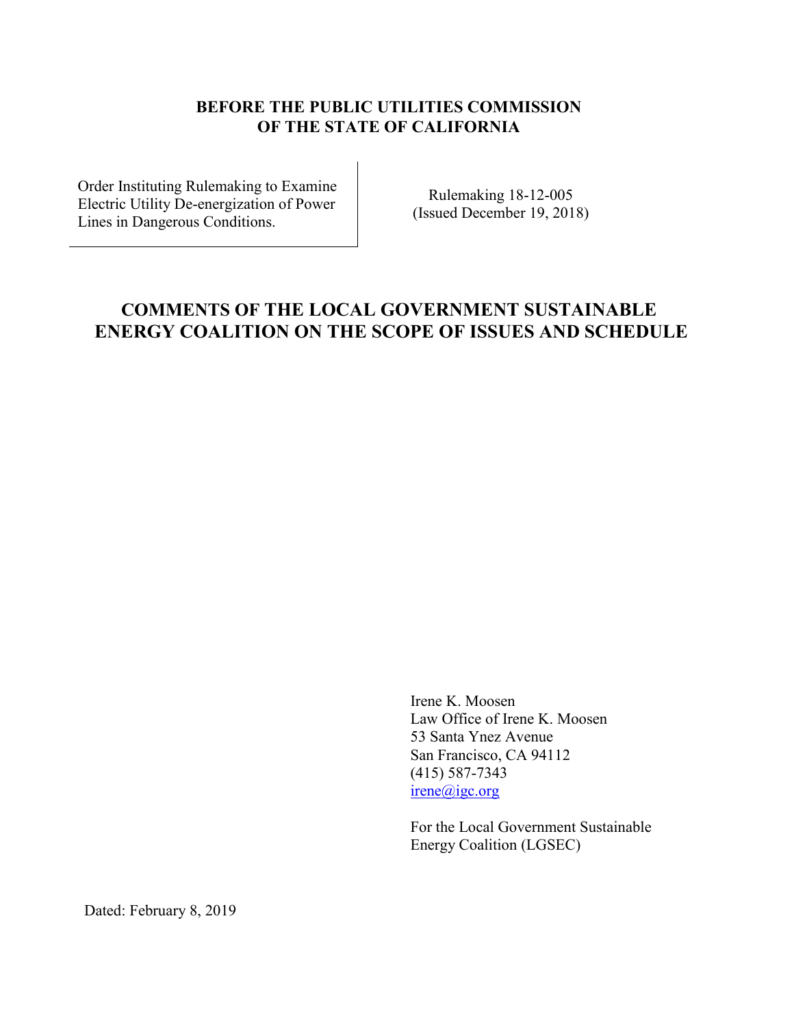**BEFORE THE PUBLIC UTILITIES COMMISSION**
**OF THE STATE OF CALIFORNIA**

| | |
|---|---|
| Order Instituting Rulemaking to Examine Electric Utility De-energization of Power Lines in Dangerous Conditions. | Rulemaking 18-12-005 (Issued December 19, 2018) |

# COMMENTS OF THE LOCAL GOVERNMENT SUSTAINABLE ENERGY COALITION ON THE SCOPE OF ISSUES AND SCHEDULE

Irene K. Moosen
Law Office of Irene K. Moosen
53 Santa Ynez Avenue
San Francisco, CA 94112
(415) 587-7343
irene@igc.org

For the Local Government Sustainable Energy Coalition (LGSEC)

Dated: February 8, 2019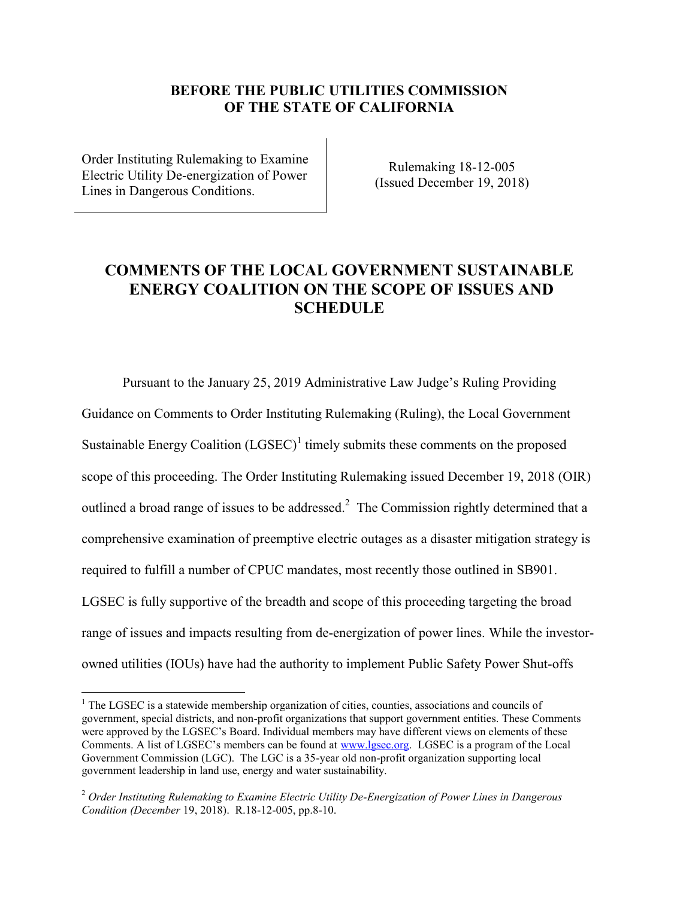**BEFORE THE PUBLIC UTILITIES COMMISSION OF THE STATE OF CALIFORNIA**

| Order Instituting Rulemaking to Examine Electric Utility De-energization of Power Lines in Dangerous Conditions. | Rulemaking 18-12-005 (Issued December 19, 2018) |
|---|---|

# COMMENTS OF THE LOCAL GOVERNMENT SUSTAINABLE ENERGY COALITION ON THE SCOPE OF ISSUES AND SCHEDULE

Pursuant to the January 25, 2019 Administrative Law Judge's Ruling Providing Guidance on Comments to Order Instituting Rulemaking (Ruling), the Local Government Sustainable Energy Coalition (LGSEC)[1] timely submits these comments on the proposed scope of this proceeding. The Order Instituting Rulemaking issued December 19, 2018 (OIR) outlined a broad range of issues to be addressed.[2] The Commission rightly determined that a comprehensive examination of preemptive electric outages as a disaster mitigation strategy is required to fulfill a number of CPUC mandates, most recently those outlined in SB901. LGSEC is fully supportive of the breadth and scope of this proceeding targeting the broad range of issues and impacts resulting from de-energization of power lines. While the investor-owned utilities (IOUs) have had the authority to implement Public Safety Power Shut-offs

---

[1] The LGSEC is a statewide membership organization of cities, counties, associations and councils of government, special districts, and non-profit organizations that support government entities. These Comments were approved by the LGSEC's Board. Individual members may have different views on elements of these Comments. A list of LGSEC's members can be found at www.lgsec.org. LGSEC is a program of the Local Government Commission (LGC). The LGC is a 35-year old non-profit organization supporting local government leadership in land use, energy and water sustainability.

[2] *Order Instituting Rulemaking to Examine Electric Utility De-Energization of Power Lines in Dangerous Condition (December* 19, 2018). R.18-12-005, pp.8-10.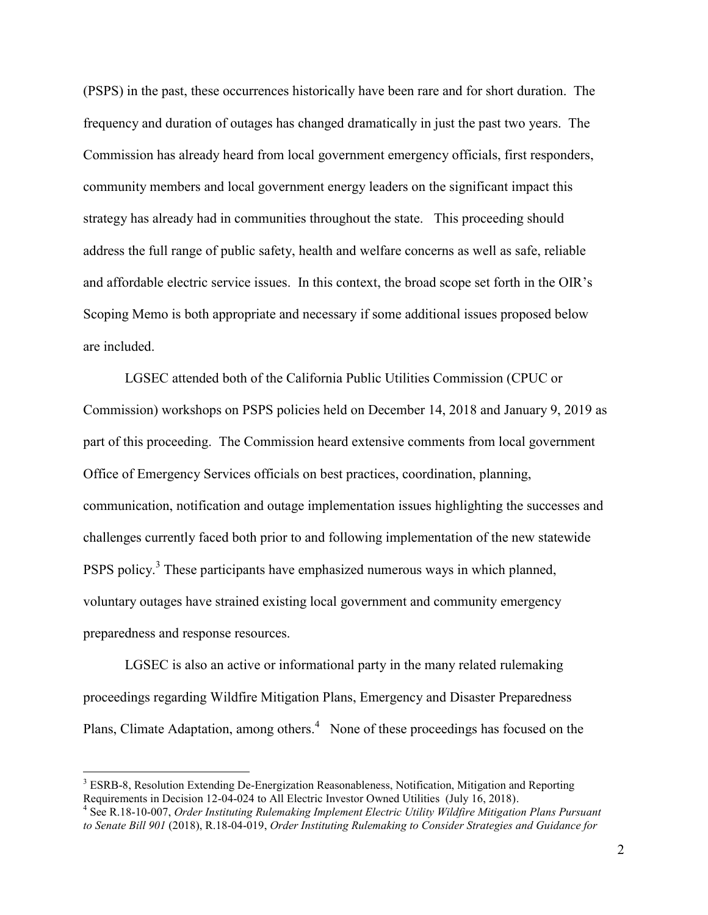(PSPS) in the past, these occurrences historically have been rare and for short duration. The frequency and duration of outages has changed dramatically in just the past two years. The Commission has already heard from local government emergency officials, first responders, community members and local government energy leaders on the significant impact this strategy has already had in communities throughout the state. This proceeding should address the full range of public safety, health and welfare concerns as well as safe, reliable and affordable electric service issues. In this context, the broad scope set forth in the OIR's Scoping Memo is both appropriate and necessary if some additional issues proposed below are included.

LGSEC attended both of the California Public Utilities Commission (CPUC or Commission) workshops on PSPS policies held on December 14, 2018 and January 9, 2019 as part of this proceeding. The Commission heard extensive comments from local government Office of Emergency Services officials on best practices, coordination, planning, communication, notification and outage implementation issues highlighting the successes and challenges currently faced both prior to and following implementation of the new statewide PSPS policy.[3] These participants have emphasized numerous ways in which planned, voluntary outages have strained existing local government and community emergency preparedness and response resources.

LGSEC is also an active or informational party in the many related rulemaking proceedings regarding Wildfire Mitigation Plans, Emergency and Disaster Preparedness Plans, Climate Adaptation, among others.[4] None of these proceedings has focused on the

---

[3] ESRB-8, Resolution Extending De-Energization Reasonableness, Notification, Mitigation and Reporting Requirements in Decision 12-04-024 to All Electric Investor Owned Utilities (July 16, 2018).

[4] See R.18-10-007, *Order Instituting Rulemaking Implement Electric Utility Wildfire Mitigation Plans Pursuant to Senate Bill 901* (2018), R.18-04-019, *Order Instituting Rulemaking to Consider Strategies and Guidance for*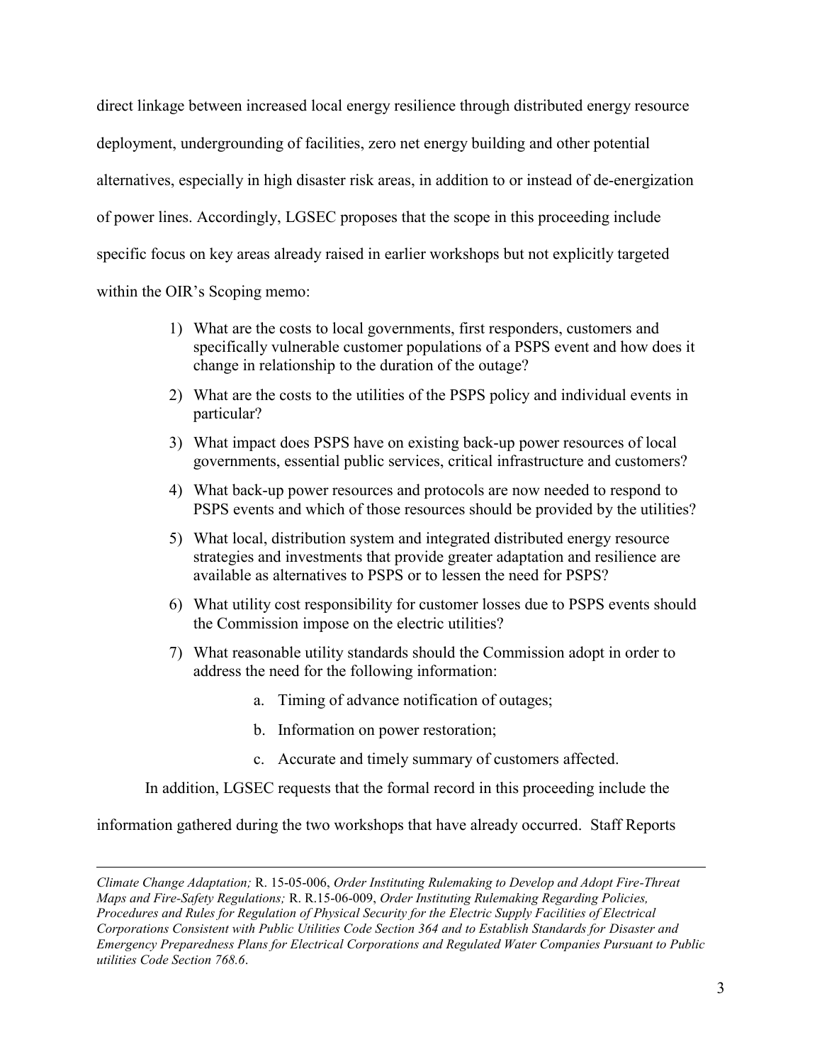direct linkage between increased local energy resilience through distributed energy resource deployment, undergrounding of facilities, zero net energy building and other potential alternatives, especially in high disaster risk areas, in addition to or instead of de-energization of power lines. Accordingly, LGSEC proposes that the scope in this proceeding include specific focus on key areas already raised in earlier workshops but not explicitly targeted within the OIR's Scoping memo:

1) What are the costs to local governments, first responders, customers and specifically vulnerable customer populations of a PSPS event and how does it change in relationship to the duration of the outage?
2) What are the costs to the utilities of the PSPS policy and individual events in particular?
3) What impact does PSPS have on existing back-up power resources of local governments, essential public services, critical infrastructure and customers?
4) What back-up power resources and protocols are now needed to respond to PSPS events and which of those resources should be provided by the utilities?
5) What local, distribution system and integrated distributed energy resource strategies and investments that provide greater adaptation and resilience are available as alternatives to PSPS or to lessen the need for PSPS?
6) What utility cost responsibility for customer losses due to PSPS events should the Commission impose on the electric utilities?
7) What reasonable utility standards should the Commission adopt in order to address the need for the following information:
   a. Timing of advance notification of outages;
   b. Information on power restoration;
   c. Accurate and timely summary of customers affected.

In addition, LGSEC requests that the formal record in this proceeding include the information gathered during the two workshops that have already occurred. Staff Reports

---

*Climate Change Adaptation;* R. 15-05-006, *Order Instituting Rulemaking to Develop and Adopt Fire-Threat Maps and Fire-Safety Regulations;* R. R.15-06-009, *Order Instituting Rulemaking Regarding Policies, Procedures and Rules for Regulation of Physical Security for the Electric Supply Facilities of Electrical Corporations Consistent with Public Utilities Code Section 364 and to Establish Standards for Disaster and Emergency Preparedness Plans for Electrical Corporations and Regulated Water Companies Pursuant to Public utilities Code Section 768.6*.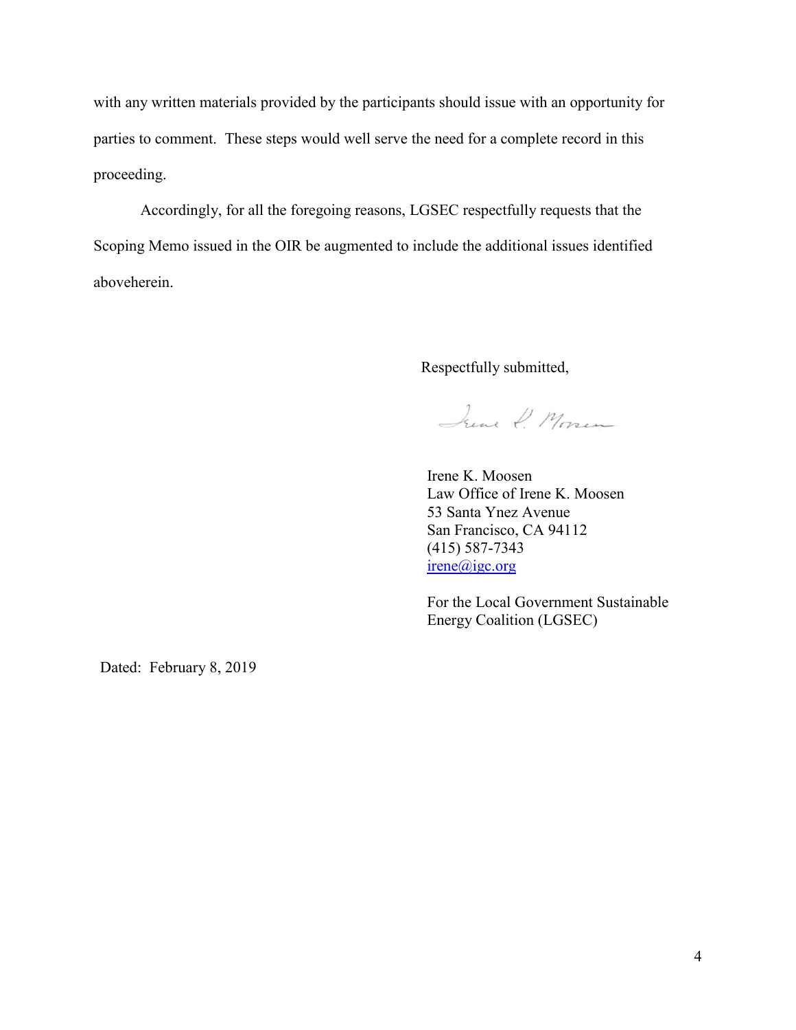with any written materials provided by the participants should issue with an opportunity for parties to comment. These steps would well serve the need for a complete record in this proceeding.

Accordingly, for all the foregoing reasons, LGSEC respectfully requests that the Scoping Memo issued in the OIR be augmented to include the additional issues identified aboveherein.

Respectfully submitted,

Irene K. Moosen
Law Office of Irene K. Moosen
53 Santa Ynez Avenue
San Francisco, CA 94112
(415) 587-7343
irene@igc.org

For the Local Government Sustainable Energy Coalition (LGSEC)

Dated: February 8, 2019